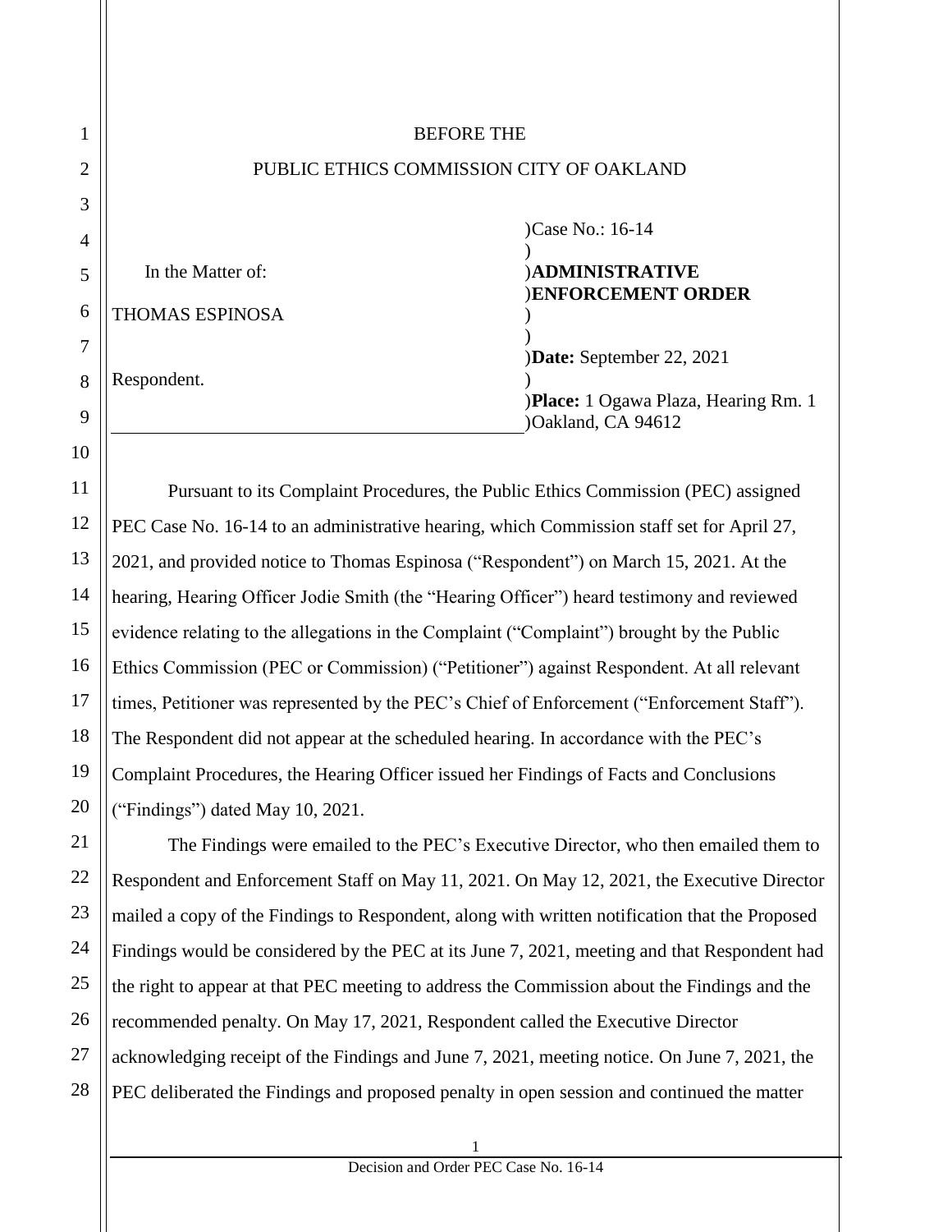BEFORE THE

PUBLIC ETHICS COMMISSION CITY OF OAKLAND

| | |
|---|---|
| In the Matter of: | )Case No.: 16-14 |
| | ) |
| THOMAS ESPINOSA | )**ADMINISTRATIVE** |
| | )**ENFORCEMENT ORDER** |
| Respondent. | ) |
| | ) |
| | )**Date:** September 22, 2021 |
| | ) |
| | )**Place:** 1 Ogawa Plaza, Hearing Rm. 1 |
| | )Oakland, CA 94612 |

Pursuant to its Complaint Procedures, the Public Ethics Commission (PEC) assigned PEC Case No. 16-14 to an administrative hearing, which Commission staff set for April 27, 2021, and provided notice to Thomas Espinosa ("Respondent") on March 15, 2021. At the hearing, Hearing Officer Jodie Smith (the "Hearing Officer") heard testimony and reviewed evidence relating to the allegations in the Complaint ("Complaint") brought by the Public Ethics Commission (PEC or Commission) ("Petitioner") against Respondent. At all relevant times, Petitioner was represented by the PEC's Chief of Enforcement ("Enforcement Staff"). The Respondent did not appear at the scheduled hearing. In accordance with the PEC's Complaint Procedures, the Hearing Officer issued her Findings of Facts and Conclusions ("Findings") dated May 10, 2021.

The Findings were emailed to the PEC's Executive Director, who then emailed them to Respondent and Enforcement Staff on May 11, 2021. On May 12, 2021, the Executive Director mailed a copy of the Findings to Respondent, along with written notification that the Proposed Findings would be considered by the PEC at its June 7, 2021, meeting and that Respondent had the right to appear at that PEC meeting to address the Commission about the Findings and the recommended penalty. On May 17, 2021, Respondent called the Executive Director acknowledging receipt of the Findings and June 7, 2021, meeting notice. On June 7, 2021, the PEC deliberated the Findings and proposed penalty in open session and continued the matter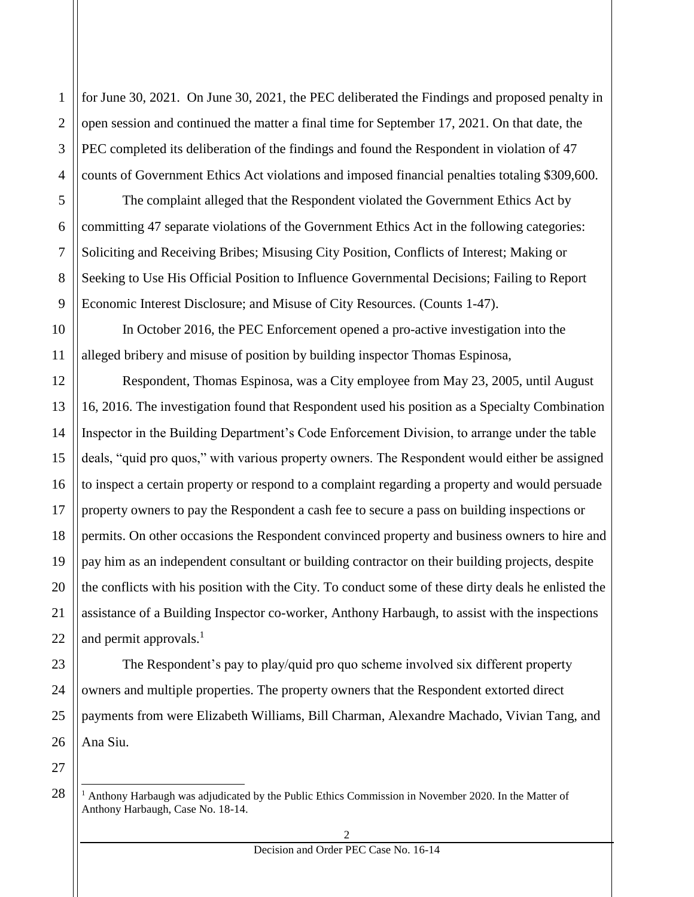for June 30, 2021. On June 30, 2021, the PEC deliberated the Findings and proposed penalty in open session and continued the matter a final time for September 17, 2021. On that date, the PEC completed its deliberation of the findings and found the Respondent in violation of 47 counts of Government Ethics Act violations and imposed financial penalties totaling $309,600.

The complaint alleged that the Respondent violated the Government Ethics Act by committing 47 separate violations of the Government Ethics Act in the following categories: Soliciting and Receiving Bribes; Misusing City Position, Conflicts of Interest; Making or Seeking to Use His Official Position to Influence Governmental Decisions; Failing to Report Economic Interest Disclosure; and Misuse of City Resources. (Counts 1-47).

In October 2016, the PEC Enforcement opened a pro-active investigation into the alleged bribery and misuse of position by building inspector Thomas Espinosa,

Respondent, Thomas Espinosa, was a City employee from May 23, 2005, until August 16, 2016. The investigation found that Respondent used his position as a Specialty Combination Inspector in the Building Department's Code Enforcement Division, to arrange under the table deals, "quid pro quos," with various property owners. The Respondent would either be assigned to inspect a certain property or respond to a complaint regarding a property and would persuade property owners to pay the Respondent a cash fee to secure a pass on building inspections or permits. On other occasions the Respondent convinced property and business owners to hire and pay him as an independent consultant or building contractor on their building projects, despite the conflicts with his position with the City. To conduct some of these dirty deals he enlisted the assistance of a Building Inspector co-worker, Anthony Harbaugh, to assist with the inspections and permit approvals.[1]

The Respondent's pay to play/quid pro quo scheme involved six different property owners and multiple properties. The property owners that the Respondent extorted direct payments from were Elizabeth Williams, Bill Charman, Alexandre Machado, Vivian Tang, and Ana Siu.

---

[1] Anthony Harbaugh was adjudicated by the Public Ethics Commission in November 2020. In the Matter of Anthony Harbaugh, Case No. 18-14.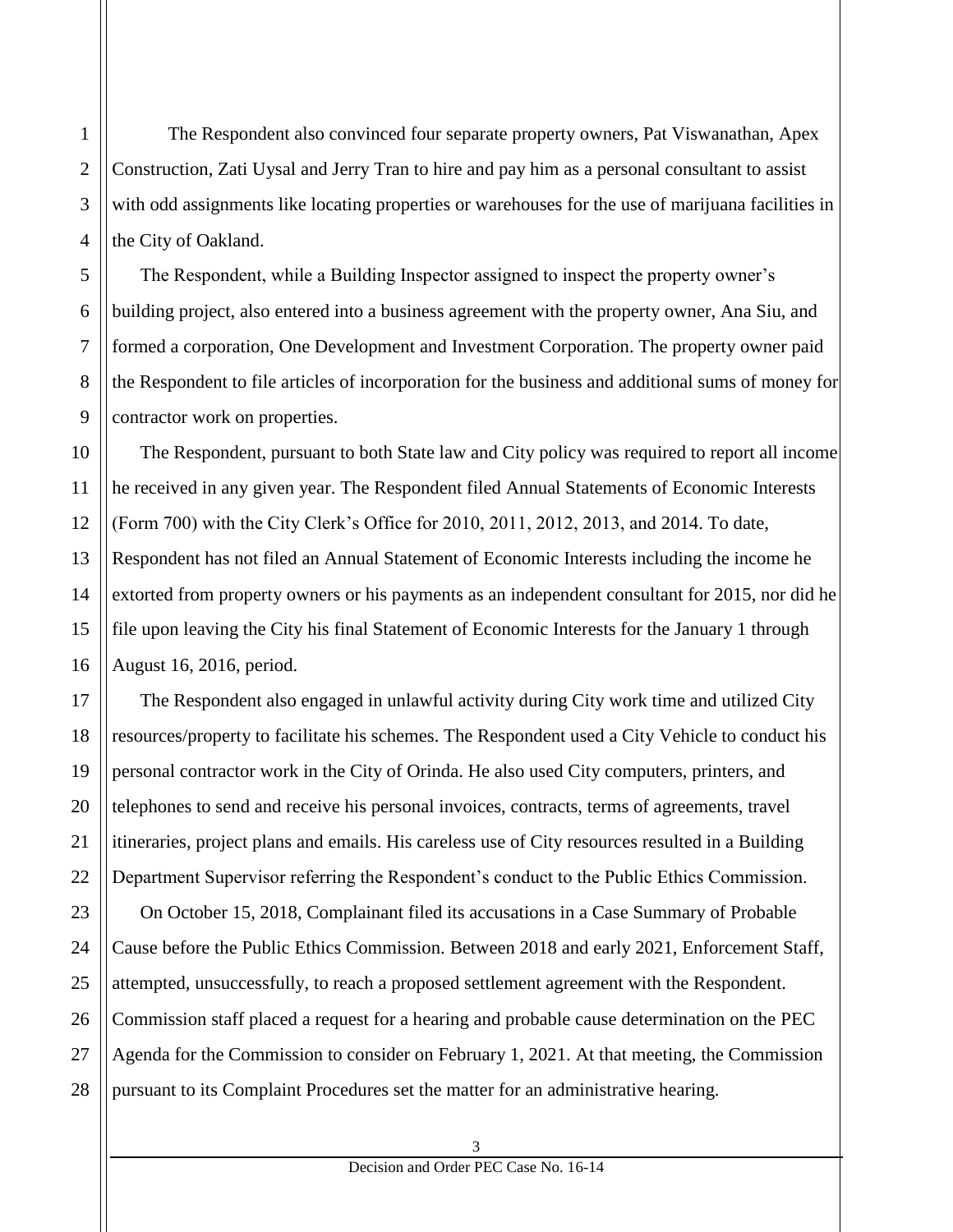The Respondent also convinced four separate property owners, Pat Viswanathan, Apex Construction, Zati Uysal and Jerry Tran to hire and pay him as a personal consultant to assist with odd assignments like locating properties or warehouses for the use of marijuana facilities in the City of Oakland.

The Respondent, while a Building Inspector assigned to inspect the property owner's building project, also entered into a business agreement with the property owner, Ana Siu, and formed a corporation, One Development and Investment Corporation. The property owner paid the Respondent to file articles of incorporation for the business and additional sums of money for contractor work on properties.

The Respondent, pursuant to both State law and City policy was required to report all income he received in any given year. The Respondent filed Annual Statements of Economic Interests (Form 700) with the City Clerk's Office for 2010, 2011, 2012, 2013, and 2014. To date, Respondent has not filed an Annual Statement of Economic Interests including the income he extorted from property owners or his payments as an independent consultant for 2015, nor did he file upon leaving the City his final Statement of Economic Interests for the January 1 through August 16, 2016, period.

The Respondent also engaged in unlawful activity during City work time and utilized City resources/property to facilitate his schemes. The Respondent used a City Vehicle to conduct his personal contractor work in the City of Orinda. He also used City computers, printers, and telephones to send and receive his personal invoices, contracts, terms of agreements, travel itineraries, project plans and emails. His careless use of City resources resulted in a Building Department Supervisor referring the Respondent's conduct to the Public Ethics Commission.

On October 15, 2018, Complainant filed its accusations in a Case Summary of Probable Cause before the Public Ethics Commission. Between 2018 and early 2021, Enforcement Staff, attempted, unsuccessfully, to reach a proposed settlement agreement with the Respondent. Commission staff placed a request for a hearing and probable cause determination on the PEC Agenda for the Commission to consider on February 1, 2021. At that meeting, the Commission pursuant to its Complaint Procedures set the matter for an administrative hearing.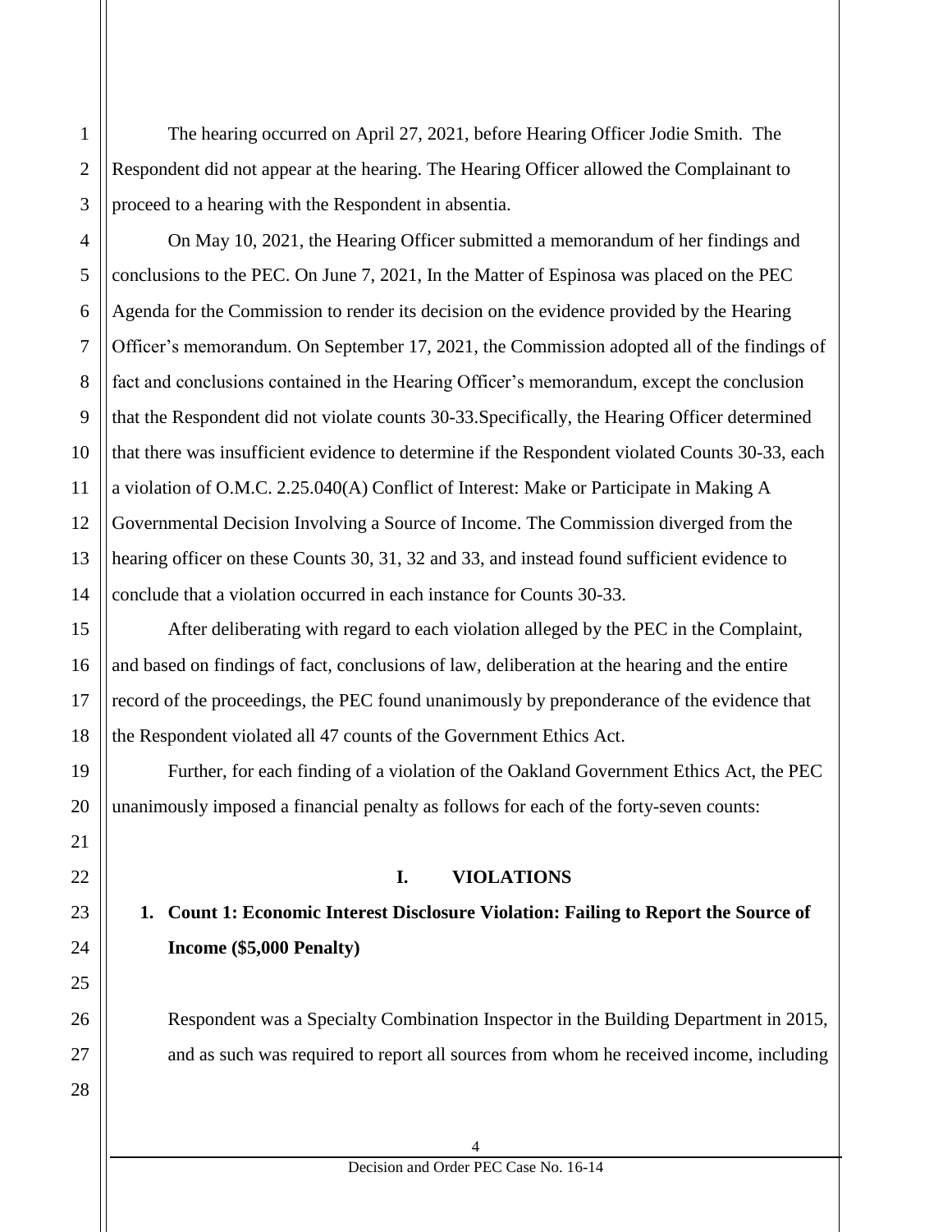The hearing occurred on April 27, 2021, before Hearing Officer Jodie Smith. The Respondent did not appear at the hearing. The Hearing Officer allowed the Complainant to proceed to a hearing with the Respondent in absentia.

On May 10, 2021, the Hearing Officer submitted a memorandum of her findings and conclusions to the PEC. On June 7, 2021, In the Matter of Espinosa was placed on the PEC Agenda for the Commission to render its decision on the evidence provided by the Hearing Officer's memorandum. On September 17, 2021, the Commission adopted all of the findings of fact and conclusions contained in the Hearing Officer's memorandum, except the conclusion that the Respondent did not violate counts 30-33.Specifically, the Hearing Officer determined that there was insufficient evidence to determine if the Respondent violated Counts 30-33, each a violation of O.M.C. 2.25.040(A) Conflict of Interest: Make or Participate in Making A Governmental Decision Involving a Source of Income. The Commission diverged from the hearing officer on these Counts 30, 31, 32 and 33, and instead found sufficient evidence to conclude that a violation occurred in each instance for Counts 30-33.

After deliberating with regard to each violation alleged by the PEC in the Complaint, and based on findings of fact, conclusions of law, deliberation at the hearing and the entire record of the proceedings, the PEC found unanimously by preponderance of the evidence that the Respondent violated all 47 counts of the Government Ethics Act.

Further, for each finding of a violation of the Oakland Government Ethics Act, the PEC unanimously imposed a financial penalty as follows for each of the forty-seven counts:

## I. VIOLATIONS

### 1. Count 1: Economic Interest Disclosure Violation: Failing to Report the Source of Income ($5,000 Penalty)

Respondent was a Specialty Combination Inspector in the Building Department in 2015, and as such was required to report all sources from whom he received income, including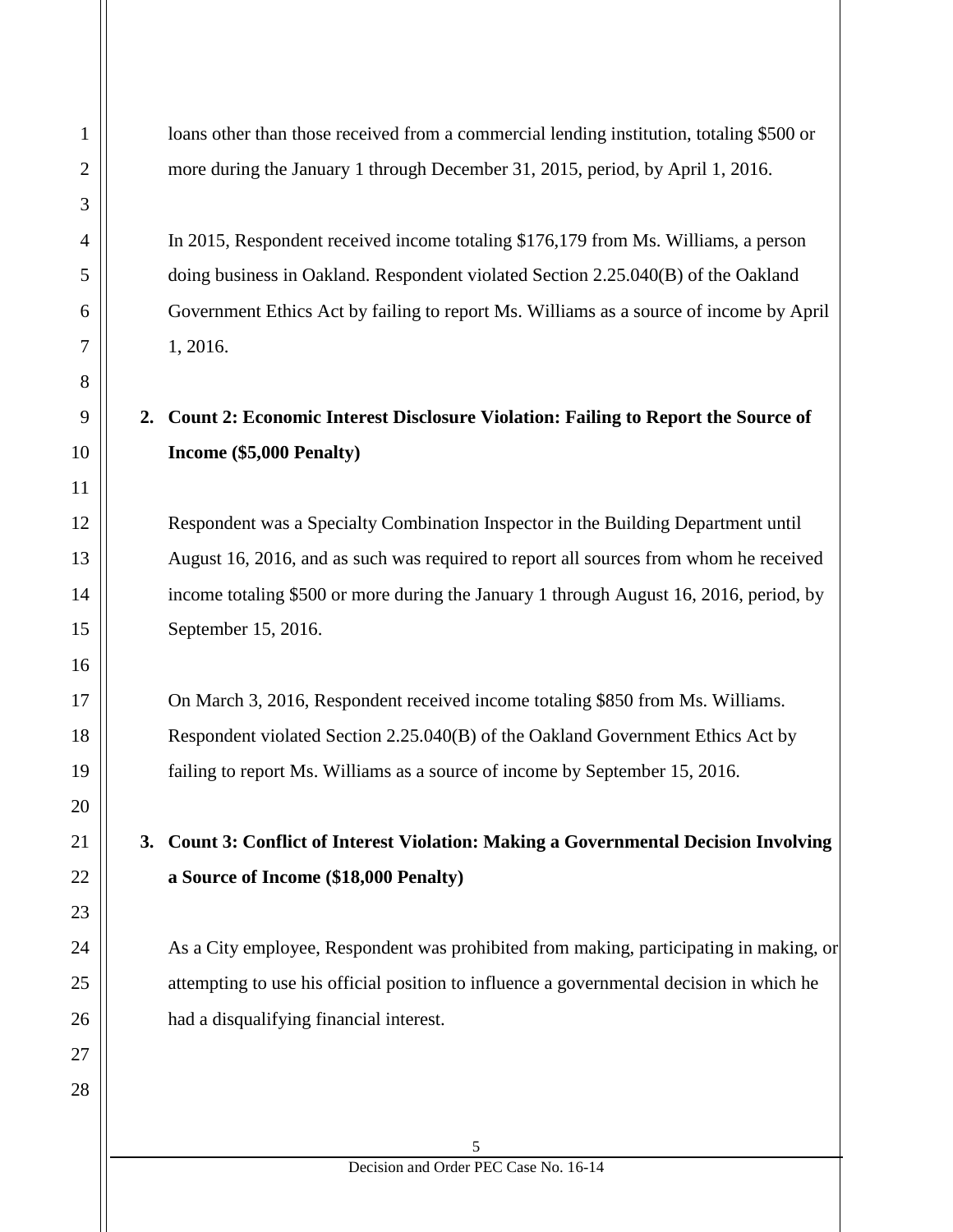loans other than those received from a commercial lending institution, totaling $500 or more during the January 1 through December 31, 2015, period, by April 1, 2016.

In 2015, Respondent received income totaling $176,179 from Ms. Williams, a person doing business in Oakland. Respondent violated Section 2.25.040(B) of the Oakland Government Ethics Act by failing to report Ms. Williams as a source of income by April 1, 2016.

2. **Count 2: Economic Interest Disclosure Violation: Failing to Report the Source of Income ($5,000 Penalty)**

Respondent was a Specialty Combination Inspector in the Building Department until August 16, 2016, and as such was required to report all sources from whom he received income totaling $500 or more during the January 1 through August 16, 2016, period, by September 15, 2016.

On March 3, 2016, Respondent received income totaling $850 from Ms. Williams. Respondent violated Section 2.25.040(B) of the Oakland Government Ethics Act by failing to report Ms. Williams as a source of income by September 15, 2016.

3. **Count 3: Conflict of Interest Violation: Making a Governmental Decision Involving a Source of Income ($18,000 Penalty)**

As a City employee, Respondent was prohibited from making, participating in making, or attempting to use his official position to influence a governmental decision in which he had a disqualifying financial interest.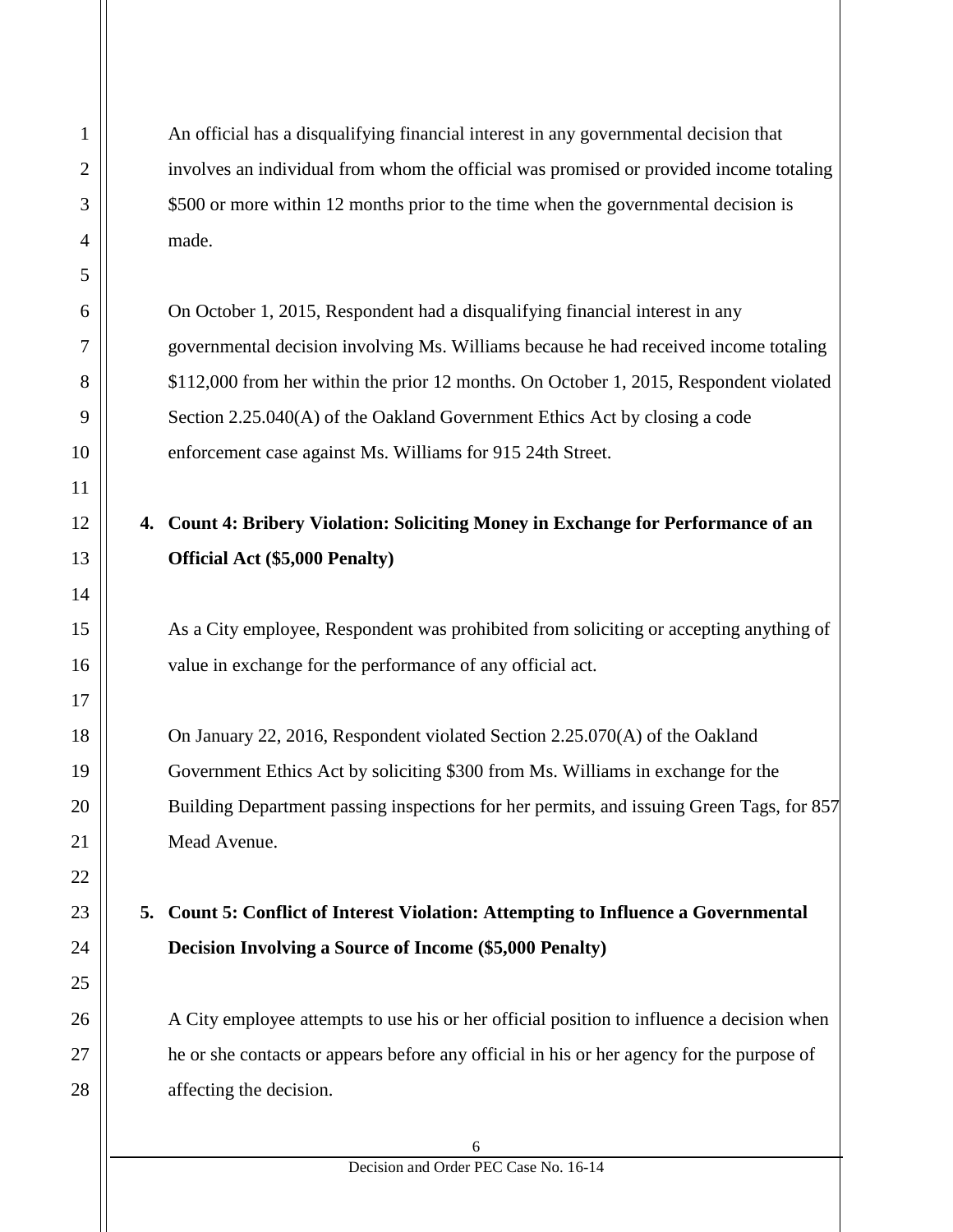An official has a disqualifying financial interest in any governmental decision that involves an individual from whom the official was promised or provided income totaling $500 or more within 12 months prior to the time when the governmental decision is made.

On October 1, 2015, Respondent had a disqualifying financial interest in any governmental decision involving Ms. Williams because he had received income totaling $112,000 from her within the prior 12 months. On October 1, 2015, Respondent violated Section 2.25.040(A) of the Oakland Government Ethics Act by closing a code enforcement case against Ms. Williams for 915 24th Street.

4. **Count 4: Bribery Violation: Soliciting Money in Exchange for Performance of an Official Act ($5,000 Penalty)**

As a City employee, Respondent was prohibited from soliciting or accepting anything of value in exchange for the performance of any official act.

On January 22, 2016, Respondent violated Section 2.25.070(A) of the Oakland Government Ethics Act by soliciting $300 from Ms. Williams in exchange for the Building Department passing inspections for her permits, and issuing Green Tags, for 857 Mead Avenue.

5. **Count 5: Conflict of Interest Violation: Attempting to Influence a Governmental Decision Involving a Source of Income ($5,000 Penalty)**

A City employee attempts to use his or her official position to influence a decision when he or she contacts or appears before any official in his or her agency for the purpose of affecting the decision.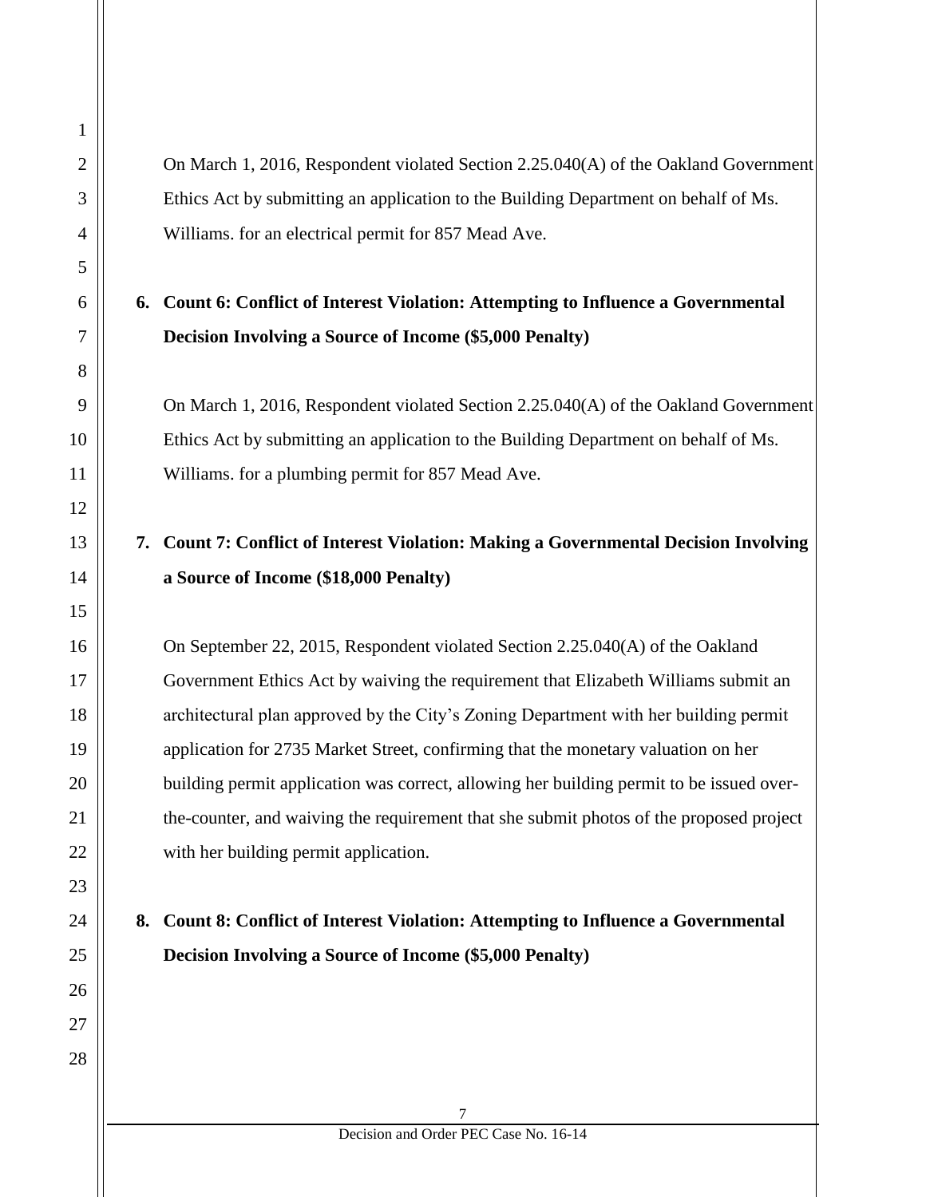On March 1, 2016, Respondent violated Section 2.25.040(A) of the Oakland Government Ethics Act by submitting an application to the Building Department on behalf of Ms. Williams. for an electrical permit for 857 Mead Ave.

**6. Count 6: Conflict of Interest Violation: Attempting to Influence a Governmental Decision Involving a Source of Income ($5,000 Penalty)**

On March 1, 2016, Respondent violated Section 2.25.040(A) of the Oakland Government Ethics Act by submitting an application to the Building Department on behalf of Ms. Williams. for a plumbing permit for 857 Mead Ave.

**7. Count 7: Conflict of Interest Violation: Making a Governmental Decision Involving a Source of Income ($18,000 Penalty)**

On September 22, 2015, Respondent violated Section 2.25.040(A) of the Oakland Government Ethics Act by waiving the requirement that Elizabeth Williams submit an architectural plan approved by the City's Zoning Department with her building permit application for 2735 Market Street, confirming that the monetary valuation on her building permit application was correct, allowing her building permit to be issued over-the-counter, and waiving the requirement that she submit photos of the proposed project with her building permit application.

**8. Count 8: Conflict of Interest Violation: Attempting to Influence a Governmental Decision Involving a Source of Income ($5,000 Penalty)**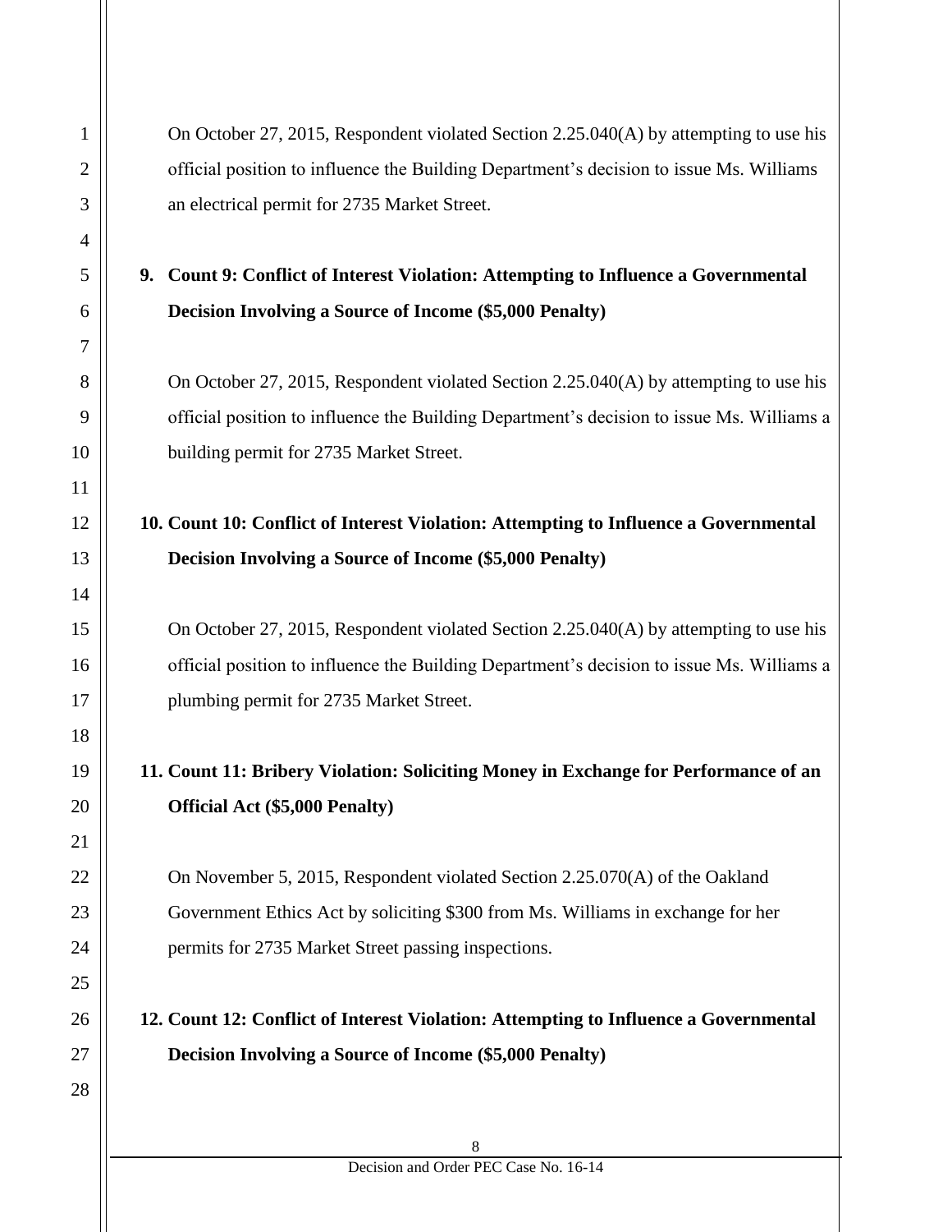On October 27, 2015, Respondent violated Section 2.25.040(A) by attempting to use his official position to influence the Building Department's decision to issue Ms. Williams an electrical permit for 2735 Market Street.

**9. Count 9: Conflict of Interest Violation: Attempting to Influence a Governmental Decision Involving a Source of Income ($5,000 Penalty)**

On October 27, 2015, Respondent violated Section 2.25.040(A) by attempting to use his official position to influence the Building Department's decision to issue Ms. Williams a building permit for 2735 Market Street.

**10. Count 10: Conflict of Interest Violation: Attempting to Influence a Governmental Decision Involving a Source of Income ($5,000 Penalty)**

On October 27, 2015, Respondent violated Section 2.25.040(A) by attempting to use his official position to influence the Building Department's decision to issue Ms. Williams a plumbing permit for 2735 Market Street.

**11. Count 11: Bribery Violation: Soliciting Money in Exchange for Performance of an Official Act ($5,000 Penalty)**

On November 5, 2015, Respondent violated Section 2.25.070(A) of the Oakland Government Ethics Act by soliciting $300 from Ms. Williams in exchange for her permits for 2735 Market Street passing inspections.

**12. Count 12: Conflict of Interest Violation: Attempting to Influence a Governmental Decision Involving a Source of Income ($5,000 Penalty)**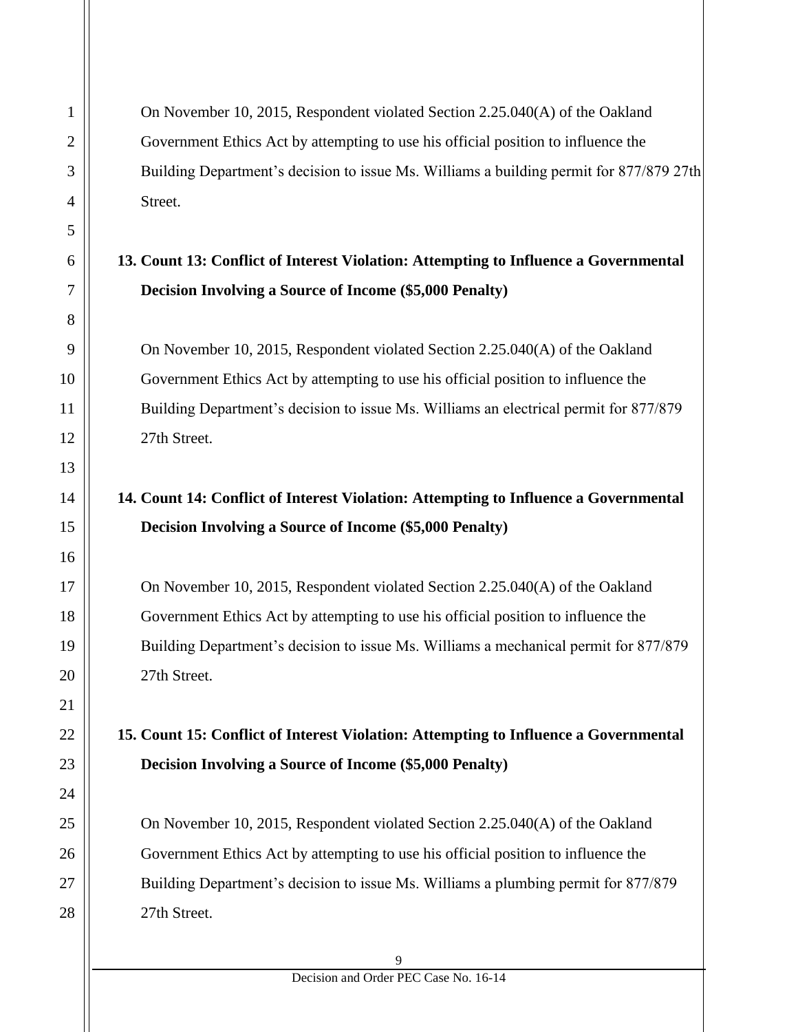On November 10, 2015, Respondent violated Section 2.25.040(A) of the Oakland Government Ethics Act by attempting to use his official position to influence the Building Department's decision to issue Ms. Williams a building permit for 877/879 27th Street.

**13. Count 13: Conflict of Interest Violation: Attempting to Influence a Governmental Decision Involving a Source of Income ($5,000 Penalty)**

On November 10, 2015, Respondent violated Section 2.25.040(A) of the Oakland Government Ethics Act by attempting to use his official position to influence the Building Department's decision to issue Ms. Williams an electrical permit for 877/879 27th Street.

**14. Count 14: Conflict of Interest Violation: Attempting to Influence a Governmental Decision Involving a Source of Income ($5,000 Penalty)**

On November 10, 2015, Respondent violated Section 2.25.040(A) of the Oakland Government Ethics Act by attempting to use his official position to influence the Building Department's decision to issue Ms. Williams a mechanical permit for 877/879 27th Street.

**15. Count 15: Conflict of Interest Violation: Attempting to Influence a Governmental Decision Involving a Source of Income ($5,000 Penalty)**

On November 10, 2015, Respondent violated Section 2.25.040(A) of the Oakland Government Ethics Act by attempting to use his official position to influence the Building Department's decision to issue Ms. Williams a plumbing permit for 877/879 27th Street.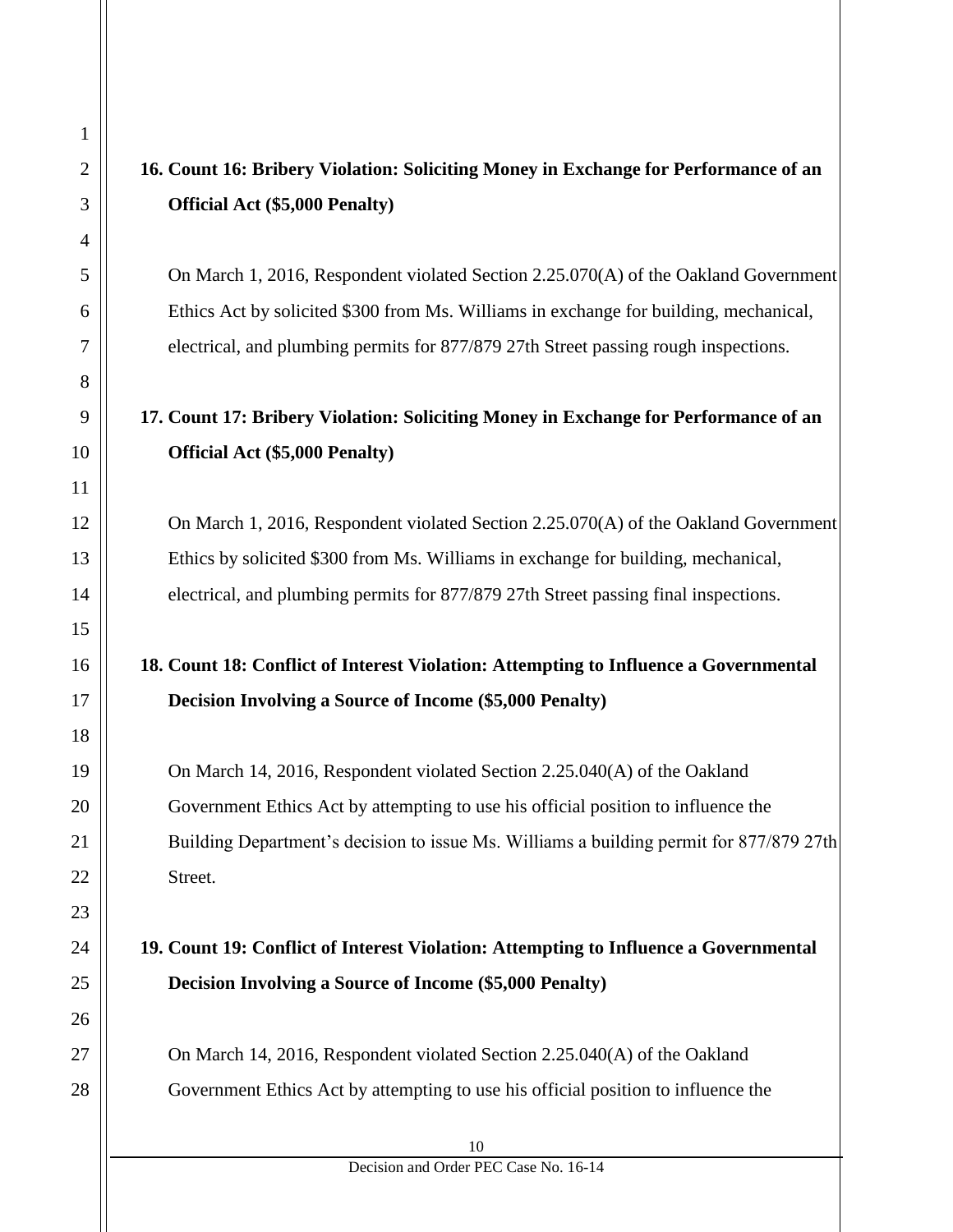**16. Count 16: Bribery Violation: Soliciting Money in Exchange for Performance of an Official Act ($5,000 Penalty)**

On March 1, 2016, Respondent violated Section 2.25.070(A) of the Oakland Government Ethics Act by solicited $300 from Ms. Williams in exchange for building, mechanical, electrical, and plumbing permits for 877/879 27th Street passing rough inspections.

**17. Count 17: Bribery Violation: Soliciting Money in Exchange for Performance of an Official Act ($5,000 Penalty)**

On March 1, 2016, Respondent violated Section 2.25.070(A) of the Oakland Government Ethics by solicited $300 from Ms. Williams in exchange for building, mechanical, electrical, and plumbing permits for 877/879 27th Street passing final inspections.

**18. Count 18: Conflict of Interest Violation: Attempting to Influence a Governmental Decision Involving a Source of Income ($5,000 Penalty)**

On March 14, 2016, Respondent violated Section 2.25.040(A) of the Oakland Government Ethics Act by attempting to use his official position to influence the Building Department's decision to issue Ms. Williams a building permit for 877/879 27th Street.

**19. Count 19: Conflict of Interest Violation: Attempting to Influence a Governmental Decision Involving a Source of Income ($5,000 Penalty)**

On March 14, 2016, Respondent violated Section 2.25.040(A) of the Oakland Government Ethics Act by attempting to use his official position to influence the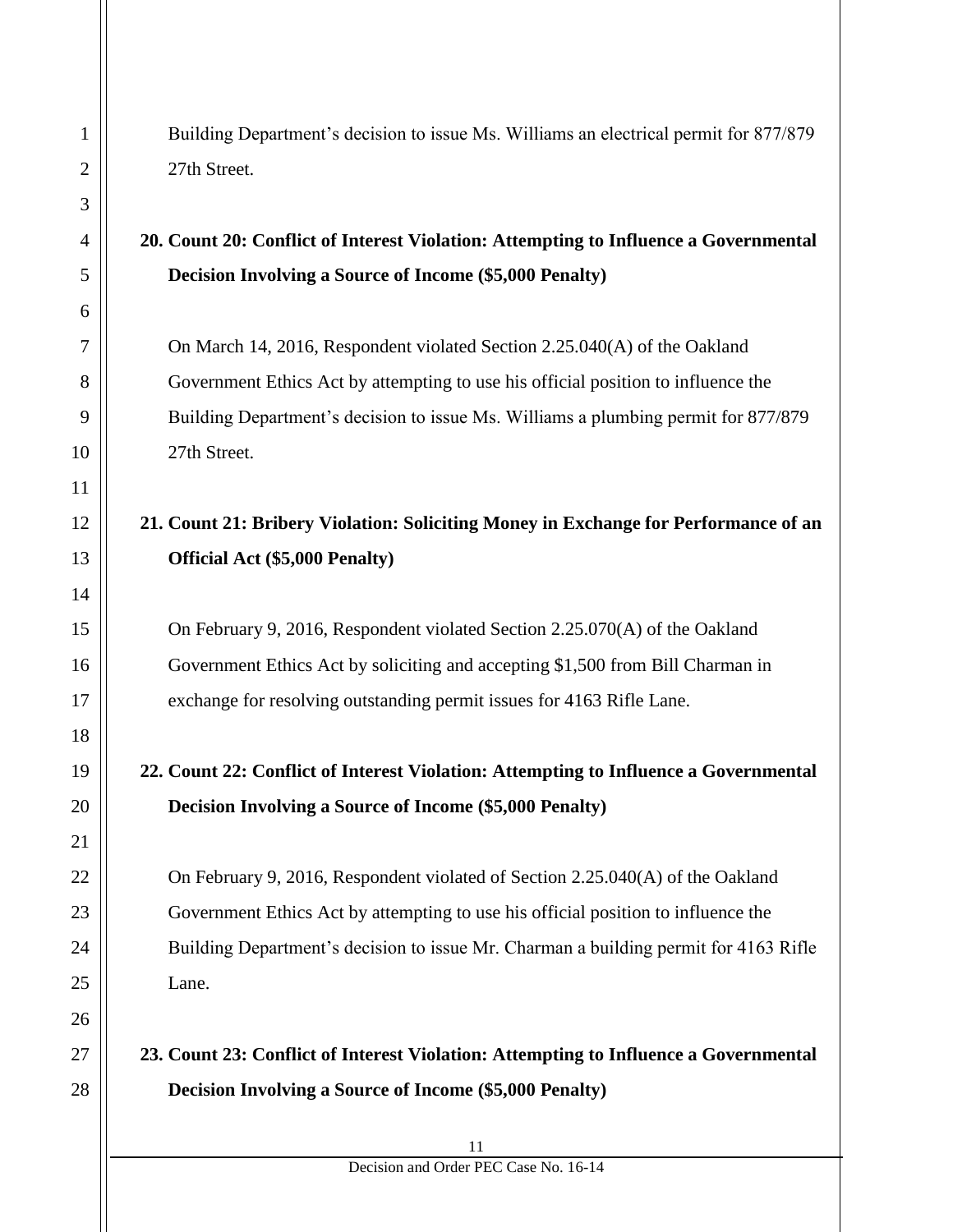Building Department's decision to issue Ms. Williams an electrical permit for 877/879 27th Street.

**20. Count 20: Conflict of Interest Violation: Attempting to Influence a Governmental Decision Involving a Source of Income ($5,000 Penalty)**

On March 14, 2016, Respondent violated Section 2.25.040(A) of the Oakland Government Ethics Act by attempting to use his official position to influence the Building Department's decision to issue Ms. Williams a plumbing permit for 877/879 27th Street.

**21. Count 21: Bribery Violation: Soliciting Money in Exchange for Performance of an Official Act ($5,000 Penalty)**

On February 9, 2016, Respondent violated Section 2.25.070(A) of the Oakland Government Ethics Act by soliciting and accepting $1,500 from Bill Charman in exchange for resolving outstanding permit issues for 4163 Rifle Lane.

**22. Count 22: Conflict of Interest Violation: Attempting to Influence a Governmental Decision Involving a Source of Income ($5,000 Penalty)**

On February 9, 2016, Respondent violated of Section 2.25.040(A) of the Oakland Government Ethics Act by attempting to use his official position to influence the Building Department's decision to issue Mr. Charman a building permit for 4163 Rifle Lane.

**23. Count 23: Conflict of Interest Violation: Attempting to Influence a Governmental Decision Involving a Source of Income ($5,000 Penalty)**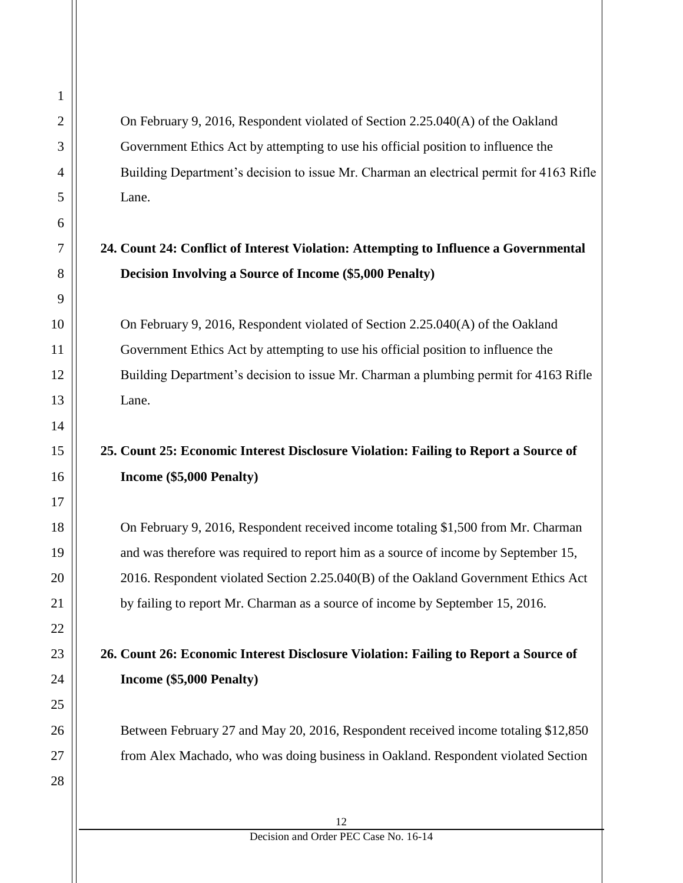On February 9, 2016, Respondent violated of Section 2.25.040(A) of the Oakland Government Ethics Act by attempting to use his official position to influence the Building Department's decision to issue Mr. Charman an electrical permit for 4163 Rifle Lane.

**24. Count 24: Conflict of Interest Violation: Attempting to Influence a Governmental Decision Involving a Source of Income ($5,000 Penalty)**

On February 9, 2016, Respondent violated of Section 2.25.040(A) of the Oakland Government Ethics Act by attempting to use his official position to influence the Building Department's decision to issue Mr. Charman a plumbing permit for 4163 Rifle Lane.

**25. Count 25: Economic Interest Disclosure Violation: Failing to Report a Source of Income ($5,000 Penalty)**

On February 9, 2016, Respondent received income totaling $1,500 from Mr. Charman and was therefore was required to report him as a source of income by September 15, 2016. Respondent violated Section 2.25.040(B) of the Oakland Government Ethics Act by failing to report Mr. Charman as a source of income by September 15, 2016.

**26. Count 26: Economic Interest Disclosure Violation: Failing to Report a Source of Income ($5,000 Penalty)**

Between February 27 and May 20, 2016, Respondent received income totaling $12,850 from Alex Machado, who was doing business in Oakland. Respondent violated Section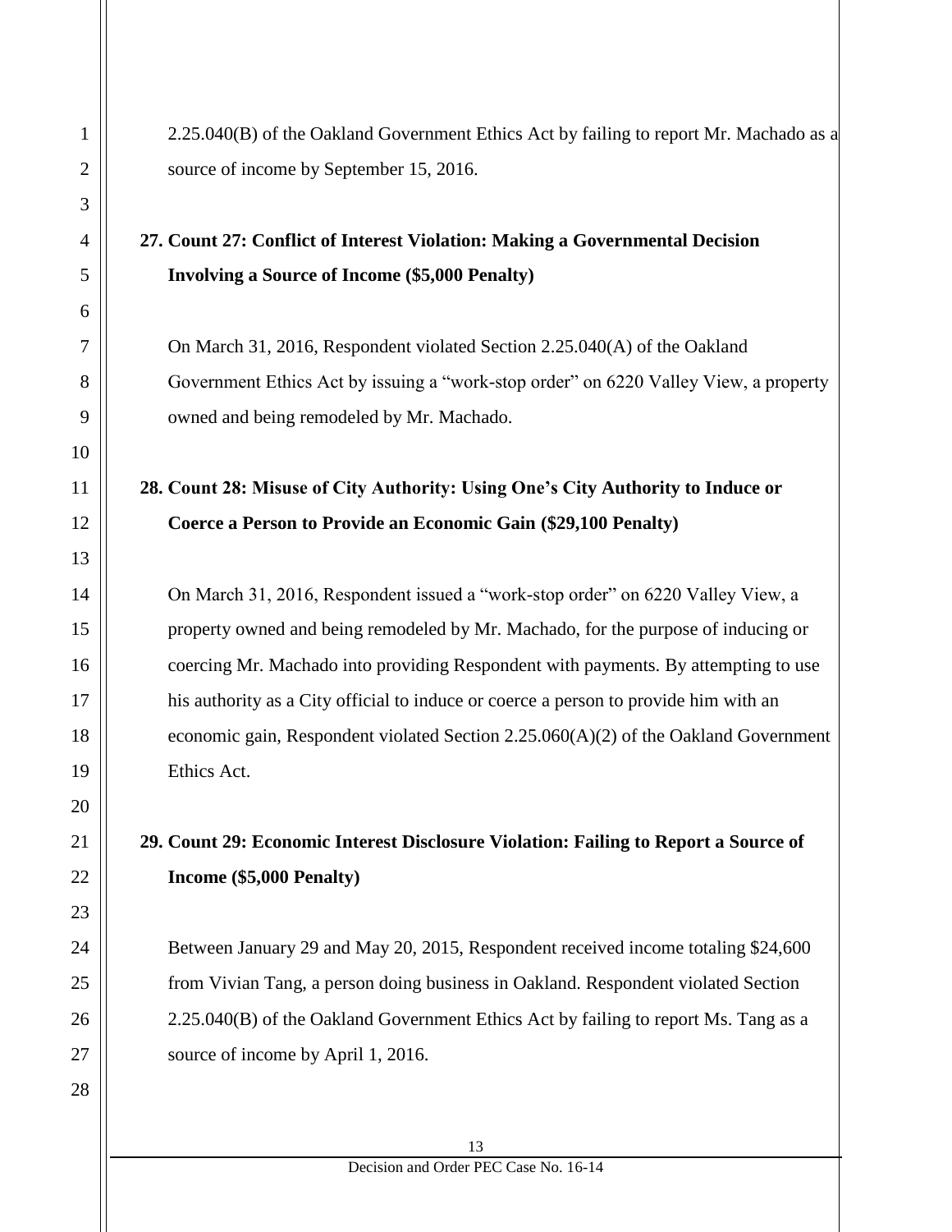2.25.040(B) of the Oakland Government Ethics Act by failing to report Mr. Machado as a source of income by September 15, 2016.

**27. Count 27: Conflict of Interest Violation: Making a Governmental Decision Involving a Source of Income ($5,000 Penalty)**

On March 31, 2016, Respondent violated Section 2.25.040(A) of the Oakland Government Ethics Act by issuing a "work-stop order" on 6220 Valley View, a property owned and being remodeled by Mr. Machado.

**28. Count 28: Misuse of City Authority: Using One's City Authority to Induce or Coerce a Person to Provide an Economic Gain ($29,100 Penalty)**

On March 31, 2016, Respondent issued a "work-stop order" on 6220 Valley View, a property owned and being remodeled by Mr. Machado, for the purpose of inducing or coercing Mr. Machado into providing Respondent with payments. By attempting to use his authority as a City official to induce or coerce a person to provide him with an economic gain, Respondent violated Section 2.25.060(A)(2) of the Oakland Government Ethics Act.

**29. Count 29: Economic Interest Disclosure Violation: Failing to Report a Source of Income ($5,000 Penalty)**

Between January 29 and May 20, 2015, Respondent received income totaling $24,600 from Vivian Tang, a person doing business in Oakland. Respondent violated Section 2.25.040(B) of the Oakland Government Ethics Act by failing to report Ms. Tang as a source of income by April 1, 2016.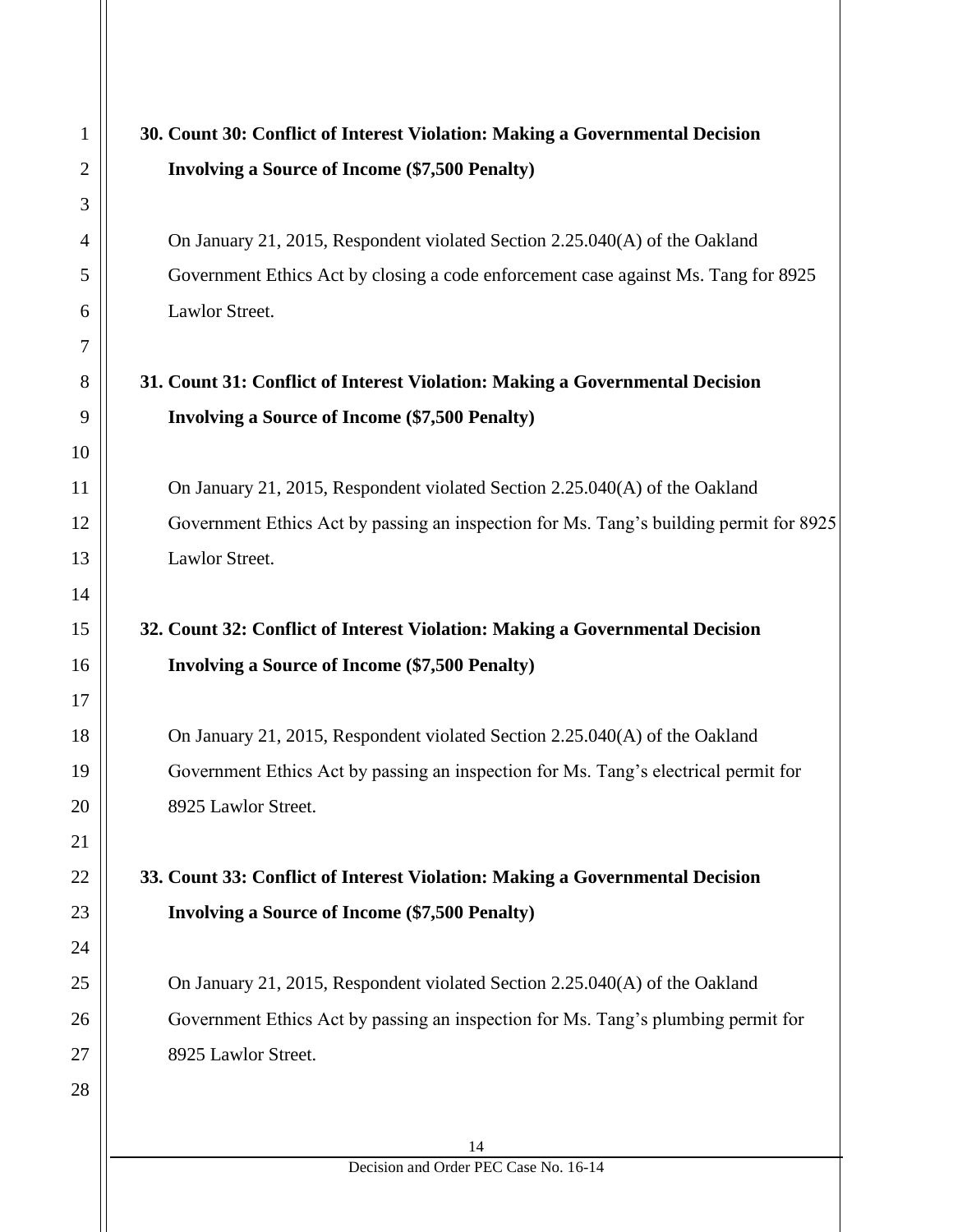**30. Count 30: Conflict of Interest Violation: Making a Governmental Decision Involving a Source of Income ($7,500 Penalty)**

On January 21, 2015, Respondent violated Section 2.25.040(A) of the Oakland Government Ethics Act by closing a code enforcement case against Ms. Tang for 8925 Lawlor Street.

**31. Count 31: Conflict of Interest Violation: Making a Governmental Decision Involving a Source of Income ($7,500 Penalty)**

On January 21, 2015, Respondent violated Section 2.25.040(A) of the Oakland Government Ethics Act by passing an inspection for Ms. Tang's building permit for 8925 Lawlor Street.

**32. Count 32: Conflict of Interest Violation: Making a Governmental Decision Involving a Source of Income ($7,500 Penalty)**

On January 21, 2015, Respondent violated Section 2.25.040(A) of the Oakland Government Ethics Act by passing an inspection for Ms. Tang's electrical permit for 8925 Lawlor Street.

**33. Count 33: Conflict of Interest Violation: Making a Governmental Decision Involving a Source of Income ($7,500 Penalty)**

On January 21, 2015, Respondent violated Section 2.25.040(A) of the Oakland Government Ethics Act by passing an inspection for Ms. Tang's plumbing permit for 8925 Lawlor Street.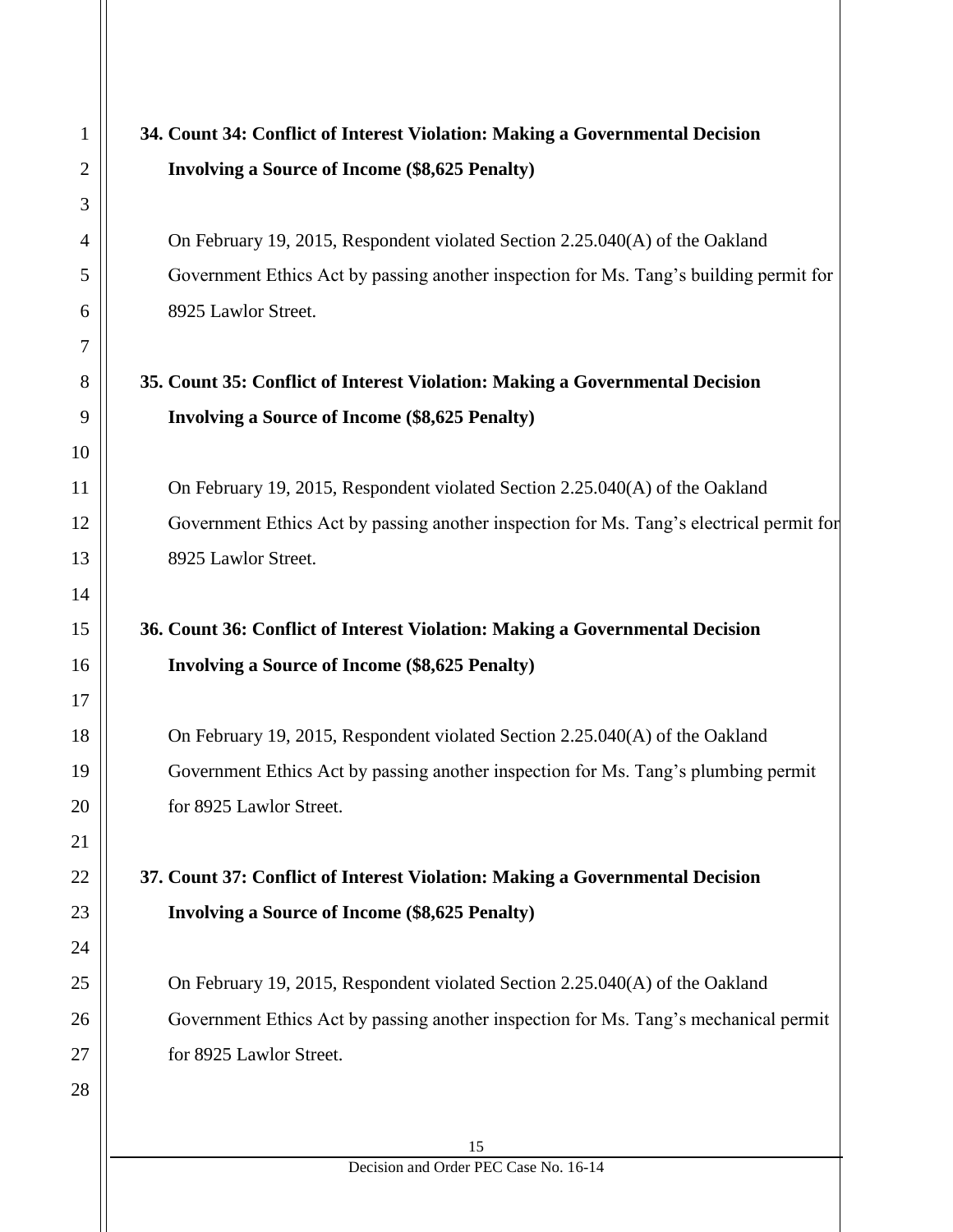**34. Count 34: Conflict of Interest Violation: Making a Governmental Decision Involving a Source of Income ($8,625 Penalty)**

On February 19, 2015, Respondent violated Section 2.25.040(A) of the Oakland Government Ethics Act by passing another inspection for Ms. Tang's building permit for 8925 Lawlor Street.

**35. Count 35: Conflict of Interest Violation: Making a Governmental Decision Involving a Source of Income ($8,625 Penalty)**

On February 19, 2015, Respondent violated Section 2.25.040(A) of the Oakland Government Ethics Act by passing another inspection for Ms. Tang's electrical permit for 8925 Lawlor Street.

**36. Count 36: Conflict of Interest Violation: Making a Governmental Decision Involving a Source of Income ($8,625 Penalty)**

On February 19, 2015, Respondent violated Section 2.25.040(A) of the Oakland Government Ethics Act by passing another inspection for Ms. Tang's plumbing permit for 8925 Lawlor Street.

**37. Count 37: Conflict of Interest Violation: Making a Governmental Decision Involving a Source of Income ($8,625 Penalty)**

On February 19, 2015, Respondent violated Section 2.25.040(A) of the Oakland Government Ethics Act by passing another inspection for Ms. Tang's mechanical permit for 8925 Lawlor Street.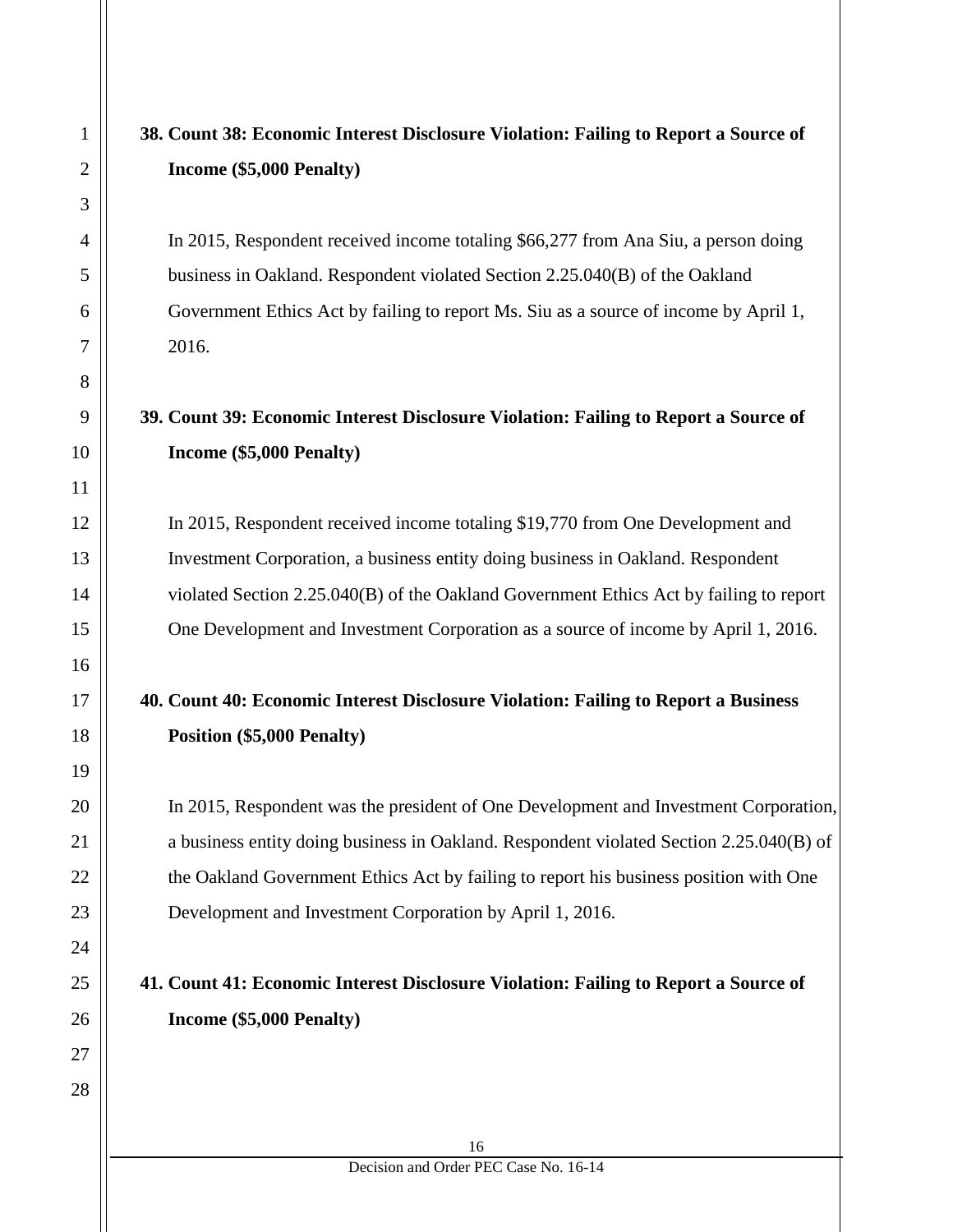**38. Count 38: Economic Interest Disclosure Violation: Failing to Report a Source of Income ($5,000 Penalty)**

In 2015, Respondent received income totaling $66,277 from Ana Siu, a person doing business in Oakland. Respondent violated Section 2.25.040(B) of the Oakland Government Ethics Act by failing to report Ms. Siu as a source of income by April 1, 2016.

**39. Count 39: Economic Interest Disclosure Violation: Failing to Report a Source of Income ($5,000 Penalty)**

In 2015, Respondent received income totaling $19,770 from One Development and Investment Corporation, a business entity doing business in Oakland. Respondent violated Section 2.25.040(B) of the Oakland Government Ethics Act by failing to report One Development and Investment Corporation as a source of income by April 1, 2016.

**40. Count 40: Economic Interest Disclosure Violation: Failing to Report a Business Position ($5,000 Penalty)**

In 2015, Respondent was the president of One Development and Investment Corporation, a business entity doing business in Oakland. Respondent violated Section 2.25.040(B) of the Oakland Government Ethics Act by failing to report his business position with One Development and Investment Corporation by April 1, 2016.

**41. Count 41: Economic Interest Disclosure Violation: Failing to Report a Source of Income ($5,000 Penalty)**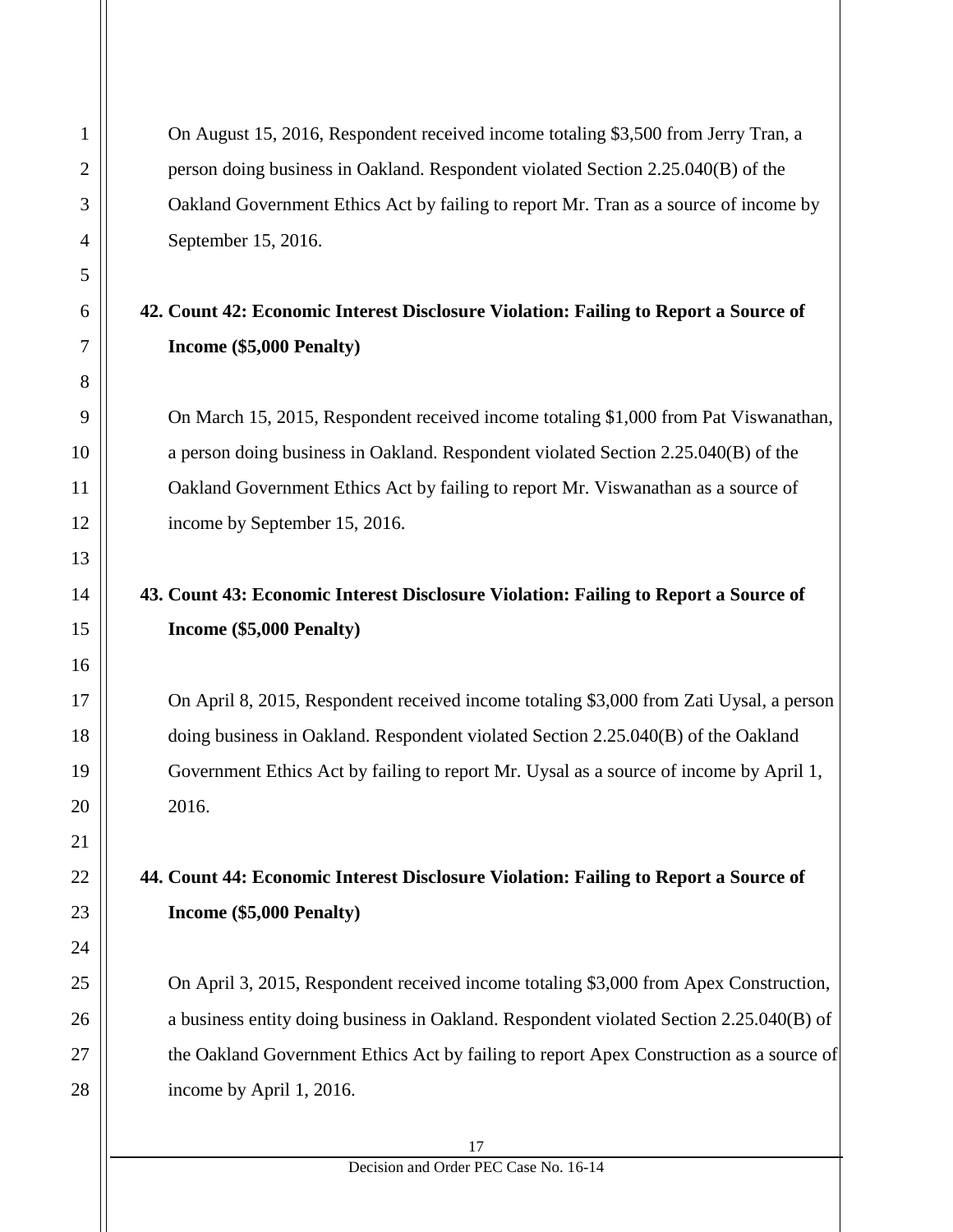On August 15, 2016, Respondent received income totaling $3,500 from Jerry Tran, a person doing business in Oakland. Respondent violated Section 2.25.040(B) of the Oakland Government Ethics Act by failing to report Mr. Tran as a source of income by September 15, 2016.

**42. Count 42: Economic Interest Disclosure Violation: Failing to Report a Source of Income ($5,000 Penalty)**

On March 15, 2015, Respondent received income totaling $1,000 from Pat Viswanathan, a person doing business in Oakland. Respondent violated Section 2.25.040(B) of the Oakland Government Ethics Act by failing to report Mr. Viswanathan as a source of income by September 15, 2016.

**43. Count 43: Economic Interest Disclosure Violation: Failing to Report a Source of Income ($5,000 Penalty)**

On April 8, 2015, Respondent received income totaling $3,000 from Zati Uysal, a person doing business in Oakland. Respondent violated Section 2.25.040(B) of the Oakland Government Ethics Act by failing to report Mr. Uysal as a source of income by April 1, 2016.

**44. Count 44: Economic Interest Disclosure Violation: Failing to Report a Source of Income ($5,000 Penalty)**

On April 3, 2015, Respondent received income totaling $3,000 from Apex Construction, a business entity doing business in Oakland. Respondent violated Section 2.25.040(B) of the Oakland Government Ethics Act by failing to report Apex Construction as a source of income by April 1, 2016.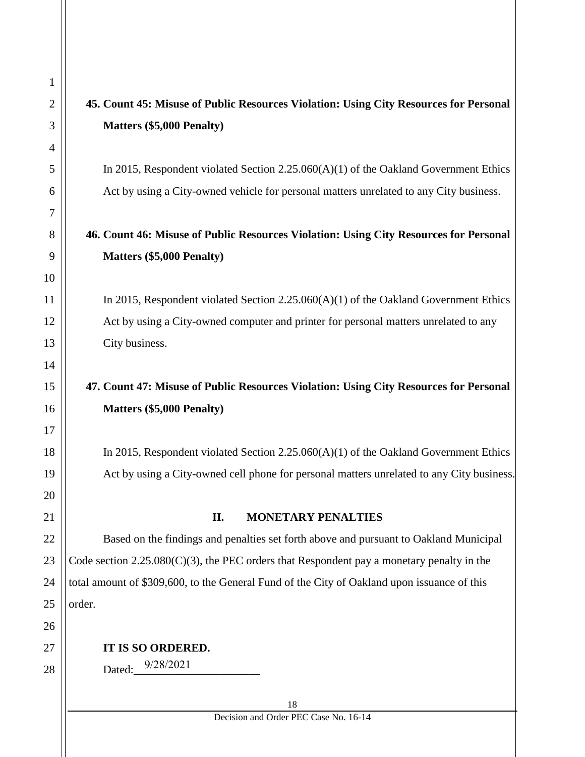**45. Count 45: Misuse of Public Resources Violation: Using City Resources for Personal Matters ($5,000 Penalty)**

In 2015, Respondent violated Section 2.25.060(A)(1) of the Oakland Government Ethics Act by using a City-owned vehicle for personal matters unrelated to any City business.

**46. Count 46: Misuse of Public Resources Violation: Using City Resources for Personal Matters ($5,000 Penalty)**

In 2015, Respondent violated Section 2.25.060(A)(1) of the Oakland Government Ethics Act by using a City-owned computer and printer for personal matters unrelated to any City business.

**47. Count 47: Misuse of Public Resources Violation: Using City Resources for Personal Matters ($5,000 Penalty)**

In 2015, Respondent violated Section 2.25.060(A)(1) of the Oakland Government Ethics Act by using a City-owned cell phone for personal matters unrelated to any City business.

## II. MONETARY PENALTIES

Based on the findings and penalties set forth above and pursuant to Oakland Municipal Code section 2.25.080(C)(3), the PEC orders that Respondent pay a monetary penalty in the total amount of $309,600, to the General Fund of the City of Oakland upon issuance of this order.

**IT IS SO ORDERED.**

Dated: 9/28/2021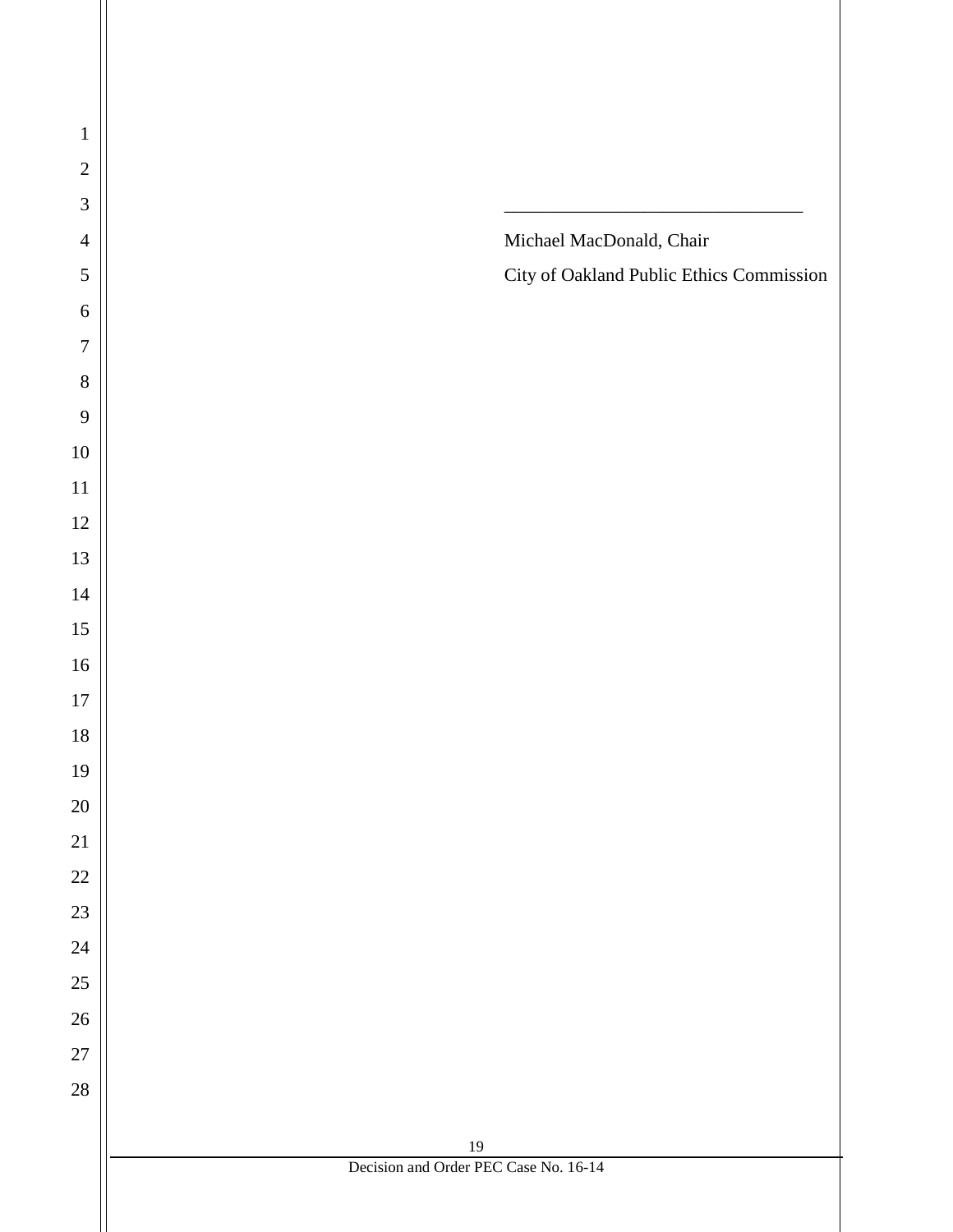________________________________

Michael MacDonald, Chair

City of Oakland Public Ethics Commission